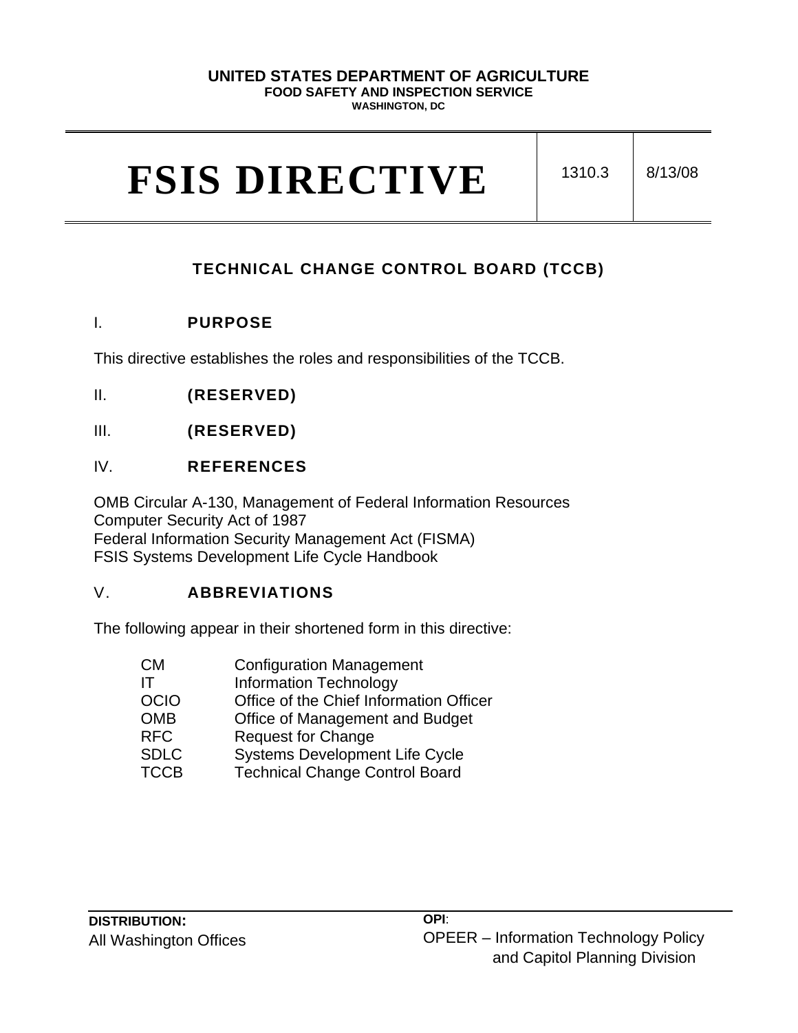**UNITED STATES DEPARTMENT OF AGRICULTURE**
**FOOD SAFETY AND INSPECTION SERVICE**
**WASHINGTON, DC**

| FSIS DIRECTIVE | 1310.3 | 8/13/08 |
| --- | --- | --- |

## TECHNICAL CHANGE CONTROL BOARD (TCCB)

### I. PURPOSE

This directive establishes the roles and responsibilities of the TCCB.

### II. (RESERVED)

### III. (RESERVED)

### IV. REFERENCES

OMB Circular A-130, Management of Federal Information Resources
Computer Security Act of 1987
Federal Information Security Management Act (FISMA)
FSIS Systems Development Life Cycle Handbook

### V. ABBREVIATIONS

The following appear in their shortened form in this directive:

| | |
| --- | --- |
| CM | Configuration Management |
| IT | Information Technology |
| OCIO | Office of the Chief Information Officer |
| OMB | Office of Management and Budget |
| RFC | Request for Change |
| SDLC | Systems Development Life Cycle |
| TCCB | Technical Change Control Board |

**DISTRIBUTION:**
All Washington Offices

**OPI**:
OPEER – Information Technology Policy and Capitol Planning Division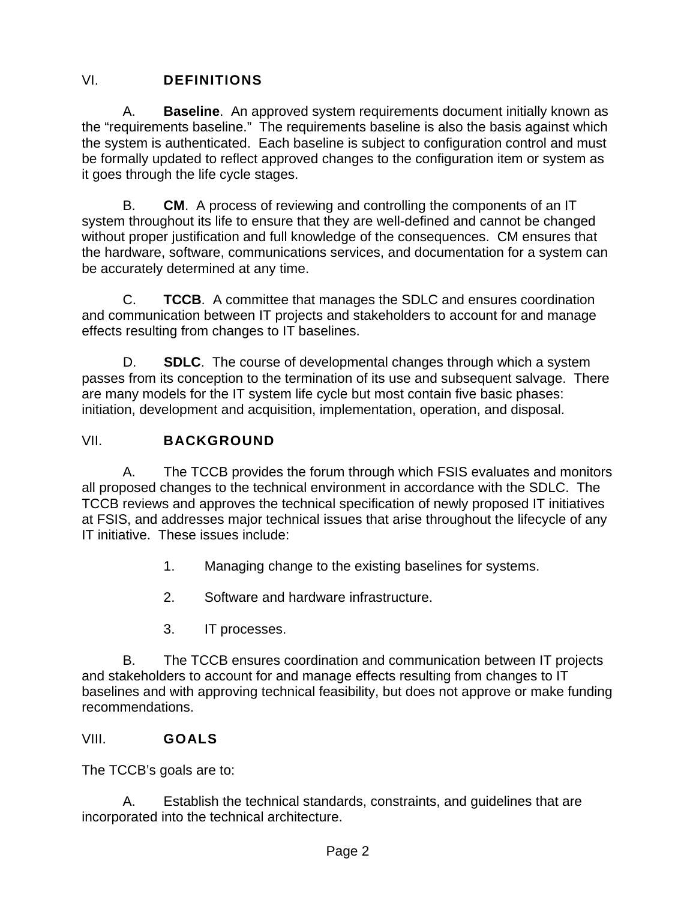## VI. DEFINITIONS

A. **Baseline**. An approved system requirements document initially known as the "requirements baseline." The requirements baseline is also the basis against which the system is authenticated. Each baseline is subject to configuration control and must be formally updated to reflect approved changes to the configuration item or system as it goes through the life cycle stages.

B. **CM**. A process of reviewing and controlling the components of an IT system throughout its life to ensure that they are well-defined and cannot be changed without proper justification and full knowledge of the consequences. CM ensures that the hardware, software, communications services, and documentation for a system can be accurately determined at any time.

C. **TCCB**. A committee that manages the SDLC and ensures coordination and communication between IT projects and stakeholders to account for and manage effects resulting from changes to IT baselines.

D. **SDLC**. The course of developmental changes through which a system passes from its conception to the termination of its use and subsequent salvage. There are many models for the IT system life cycle but most contain five basic phases: initiation, development and acquisition, implementation, operation, and disposal.

## VII. BACKGROUND

A. The TCCB provides the forum through which FSIS evaluates and monitors all proposed changes to the technical environment in accordance with the SDLC. The TCCB reviews and approves the technical specification of newly proposed IT initiatives at FSIS, and addresses major technical issues that arise throughout the lifecycle of any IT initiative. These issues include:

1. Managing change to the existing baselines for systems.

2. Software and hardware infrastructure.

3. IT processes.

B. The TCCB ensures coordination and communication between IT projects and stakeholders to account for and manage effects resulting from changes to IT baselines and with approving technical feasibility, but does not approve or make funding recommendations.

## VIII. GOALS

The TCCB's goals are to:

A. Establish the technical standards, constraints, and guidelines that are incorporated into the technical architecture.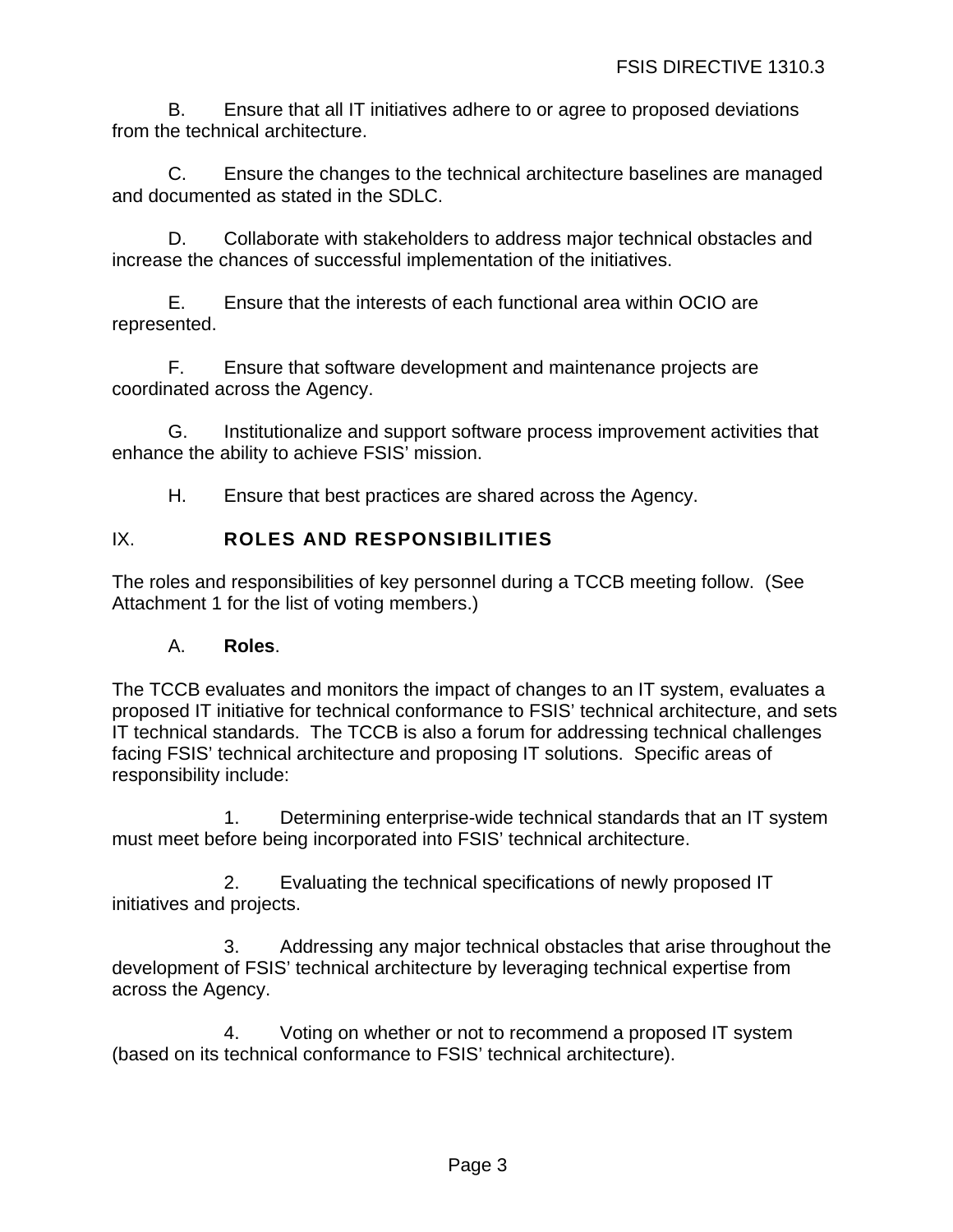B. Ensure that all IT initiatives adhere to or agree to proposed deviations from the technical architecture.

C. Ensure the changes to the technical architecture baselines are managed and documented as stated in the SDLC.

D. Collaborate with stakeholders to address major technical obstacles and increase the chances of successful implementation of the initiatives.

E. Ensure that the interests of each functional area within OCIO are represented.

F. Ensure that software development and maintenance projects are coordinated across the Agency.

G. Institutionalize and support software process improvement activities that enhance the ability to achieve FSIS' mission.

H. Ensure that best practices are shared across the Agency.

## IX. ROLES AND RESPONSIBILITIES

The roles and responsibilities of key personnel during a TCCB meeting follow. (See Attachment 1 for the list of voting members.)

A. **Roles**.

The TCCB evaluates and monitors the impact of changes to an IT system, evaluates a proposed IT initiative for technical conformance to FSIS' technical architecture, and sets IT technical standards. The TCCB is also a forum for addressing technical challenges facing FSIS' technical architecture and proposing IT solutions. Specific areas of responsibility include:

1. Determining enterprise-wide technical standards that an IT system must meet before being incorporated into FSIS' technical architecture.

2. Evaluating the technical specifications of newly proposed IT initiatives and projects.

3. Addressing any major technical obstacles that arise throughout the development of FSIS' technical architecture by leveraging technical expertise from across the Agency.

4. Voting on whether or not to recommend a proposed IT system (based on its technical conformance to FSIS' technical architecture).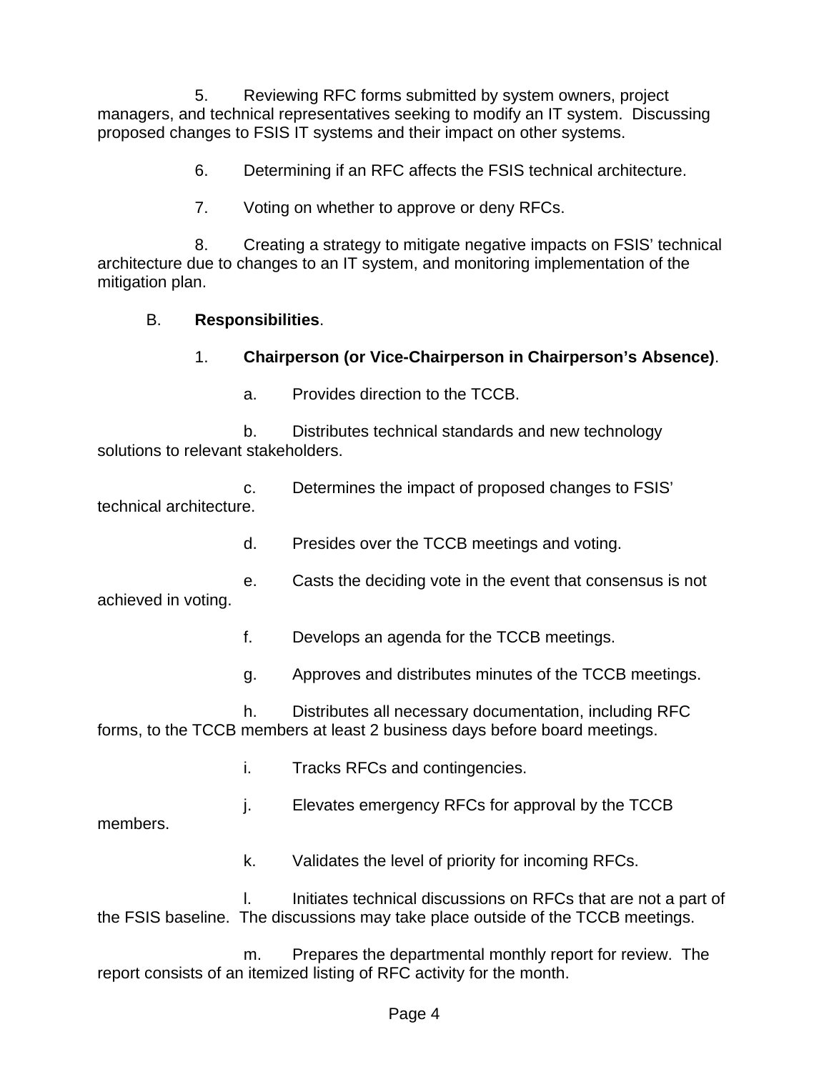5. Reviewing RFC forms submitted by system owners, project managers, and technical representatives seeking to modify an IT system. Discussing proposed changes to FSIS IT systems and their impact on other systems.

6. Determining if an RFC affects the FSIS technical architecture.

7. Voting on whether to approve or deny RFCs.

8. Creating a strategy to mitigate negative impacts on FSIS' technical architecture due to changes to an IT system, and monitoring implementation of the mitigation plan.

B. **Responsibilities**.

1. **Chairperson (or Vice-Chairperson in Chairperson's Absence)**.

a. Provides direction to the TCCB.

b. Distributes technical standards and new technology solutions to relevant stakeholders.

c. Determines the impact of proposed changes to FSIS' technical architecture.

d. Presides over the TCCB meetings and voting.

e. Casts the deciding vote in the event that consensus is not achieved in voting.

f. Develops an agenda for the TCCB meetings.

g. Approves and distributes minutes of the TCCB meetings.

h. Distributes all necessary documentation, including RFC forms, to the TCCB members at least 2 business days before board meetings.

i. Tracks RFCs and contingencies.

j. Elevates emergency RFCs for approval by the TCCB members.

k. Validates the level of priority for incoming RFCs.

l. Initiates technical discussions on RFCs that are not a part of the FSIS baseline. The discussions may take place outside of the TCCB meetings.

m. Prepares the departmental monthly report for review. The report consists of an itemized listing of RFC activity for the month.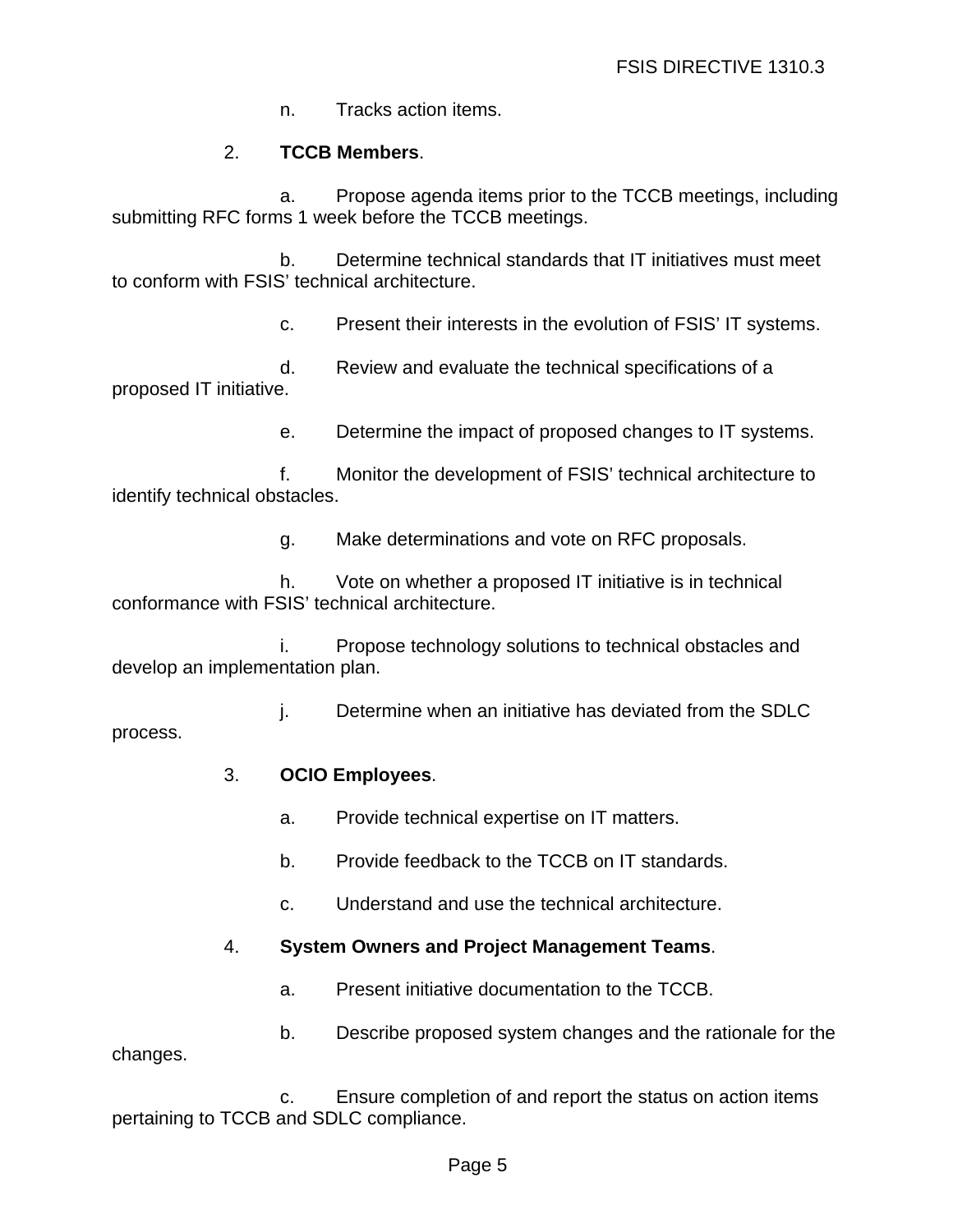n. Tracks action items.

2. **TCCB Members**.

a. Propose agenda items prior to the TCCB meetings, including submitting RFC forms 1 week before the TCCB meetings.

b. Determine technical standards that IT initiatives must meet to conform with FSIS' technical architecture.

c. Present their interests in the evolution of FSIS' IT systems.

d. Review and evaluate the technical specifications of a proposed IT initiative.

e. Determine the impact of proposed changes to IT systems.

f. Monitor the development of FSIS' technical architecture to identify technical obstacles.

g. Make determinations and vote on RFC proposals.

h. Vote on whether a proposed IT initiative is in technical conformance with FSIS' technical architecture.

i. Propose technology solutions to technical obstacles and develop an implementation plan.

j. Determine when an initiative has deviated from the SDLC process.

3. **OCIO Employees**.

a. Provide technical expertise on IT matters.

b. Provide feedback to the TCCB on IT standards.

c. Understand and use the technical architecture.

4. **System Owners and Project Management Teams**.

a. Present initiative documentation to the TCCB.

b. Describe proposed system changes and the rationale for the changes.

c. Ensure completion of and report the status on action items pertaining to TCCB and SDLC compliance.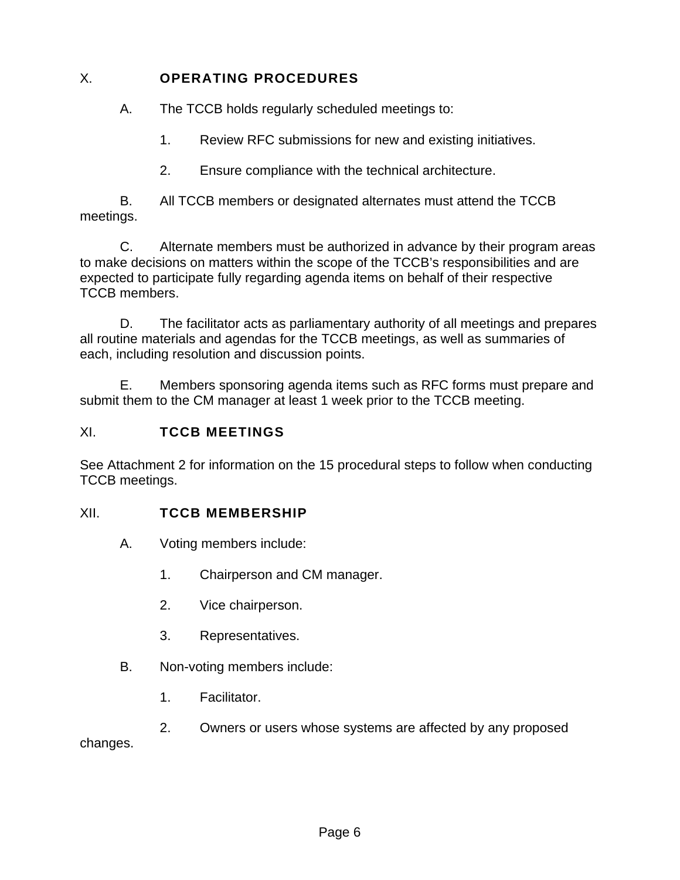## X. OPERATING PROCEDURES

A. The TCCB holds regularly scheduled meetings to:

1. Review RFC submissions for new and existing initiatives.

2. Ensure compliance with the technical architecture.

B. All TCCB members or designated alternates must attend the TCCB meetings.

C. Alternate members must be authorized in advance by their program areas to make decisions on matters within the scope of the TCCB's responsibilities and are expected to participate fully regarding agenda items on behalf of their respective TCCB members.

D. The facilitator acts as parliamentary authority of all meetings and prepares all routine materials and agendas for the TCCB meetings, as well as summaries of each, including resolution and discussion points.

E. Members sponsoring agenda items such as RFC forms must prepare and submit them to the CM manager at least 1 week prior to the TCCB meeting.

## XI. TCCB MEETINGS

See Attachment 2 for information on the 15 procedural steps to follow when conducting TCCB meetings.

## XII. TCCB MEMBERSHIP

A. Voting members include:

1. Chairperson and CM manager.

2. Vice chairperson.

3. Representatives.

B. Non-voting members include:

1. Facilitator.

2. Owners or users whose systems are affected by any proposed changes.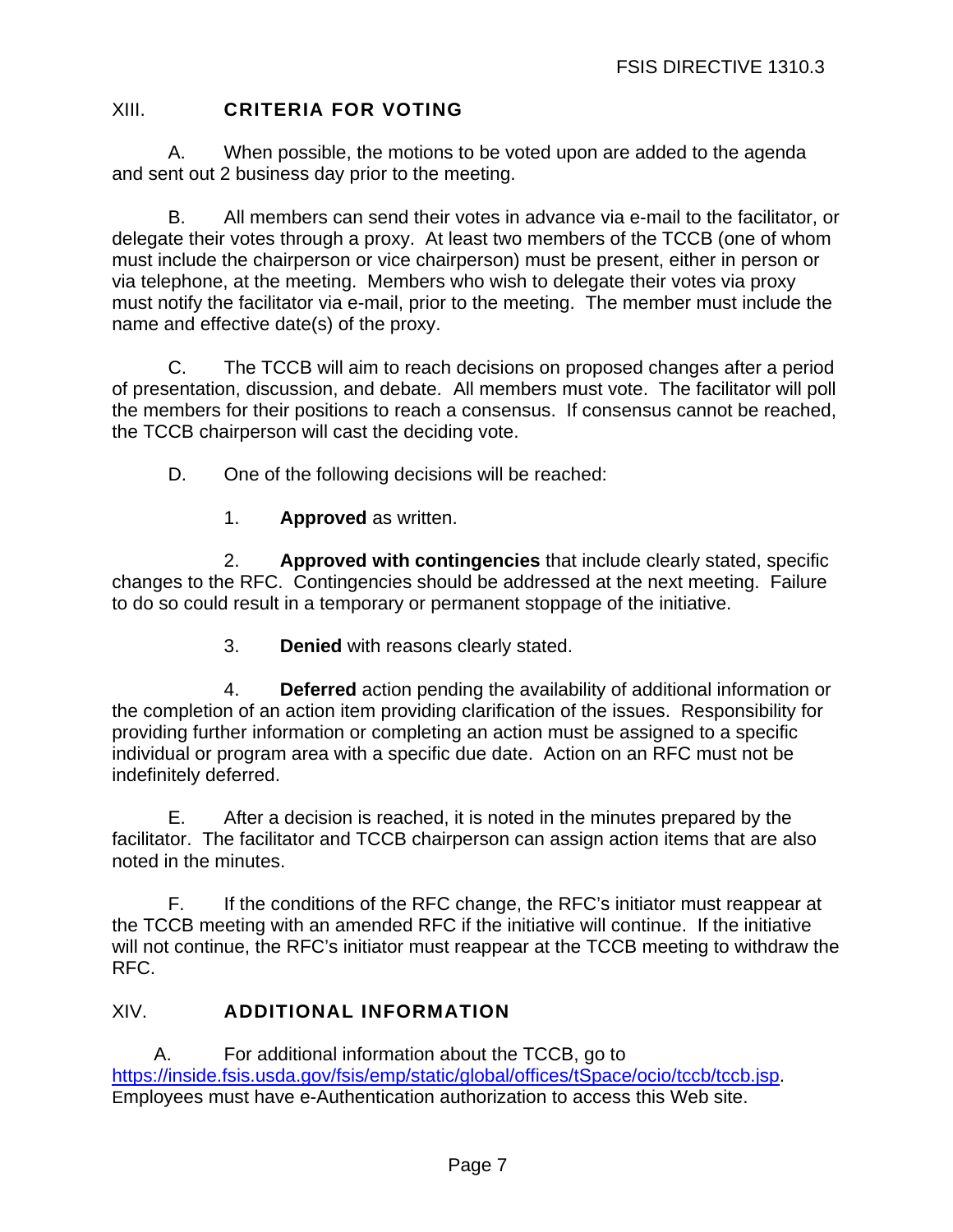## XIII. CRITERIA FOR VOTING

A. When possible, the motions to be voted upon are added to the agenda and sent out 2 business day prior to the meeting.

B. All members can send their votes in advance via e-mail to the facilitator, or delegate their votes through a proxy. At least two members of the TCCB (one of whom must include the chairperson or vice chairperson) must be present, either in person or via telephone, at the meeting. Members who wish to delegate their votes via proxy must notify the facilitator via e-mail, prior to the meeting. The member must include the name and effective date(s) of the proxy.

C. The TCCB will aim to reach decisions on proposed changes after a period of presentation, discussion, and debate. All members must vote. The facilitator will poll the members for their positions to reach a consensus. If consensus cannot be reached, the TCCB chairperson will cast the deciding vote.

D. One of the following decisions will be reached:

1. **Approved** as written.

2. **Approved with contingencies** that include clearly stated, specific changes to the RFC. Contingencies should be addressed at the next meeting. Failure to do so could result in a temporary or permanent stoppage of the initiative.

3. **Denied** with reasons clearly stated.

4. **Deferred** action pending the availability of additional information or the completion of an action item providing clarification of the issues. Responsibility for providing further information or completing an action must be assigned to a specific individual or program area with a specific due date. Action on an RFC must not be indefinitely deferred.

E. After a decision is reached, it is noted in the minutes prepared by the facilitator. The facilitator and TCCB chairperson can assign action items that are also noted in the minutes.

F. If the conditions of the RFC change, the RFC's initiator must reappear at the TCCB meeting with an amended RFC if the initiative will continue. If the initiative will not continue, the RFC's initiator must reappear at the TCCB meeting to withdraw the RFC.

## XIV. ADDITIONAL INFORMATION

A. For additional information about the TCCB, go to https://inside.fsis.usda.gov/fsis/emp/static/global/offices/tSpace/ocio/tccb/tccb.jsp. Employees must have e-Authentication authorization to access this Web site.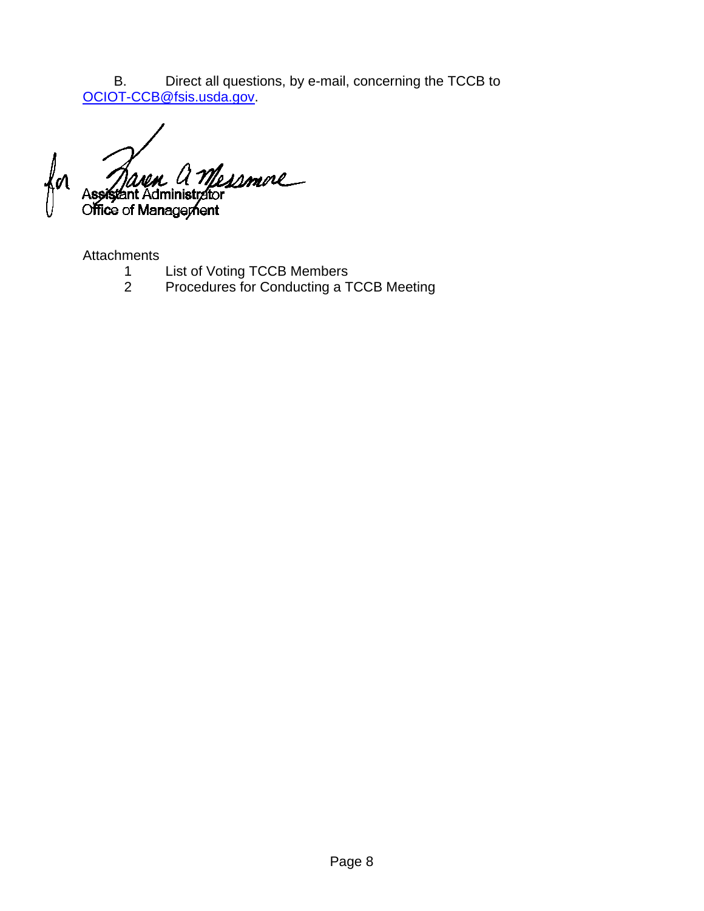B. Direct all questions, by e-mail, concerning the TCCB to OCIOT-CCB@fsis.usda.gov.

for Karen A Messmore
Assistant Administrator
Office of Management

Attachments

1. List of Voting TCCB Members
2. Procedures for Conducting a TCCB Meeting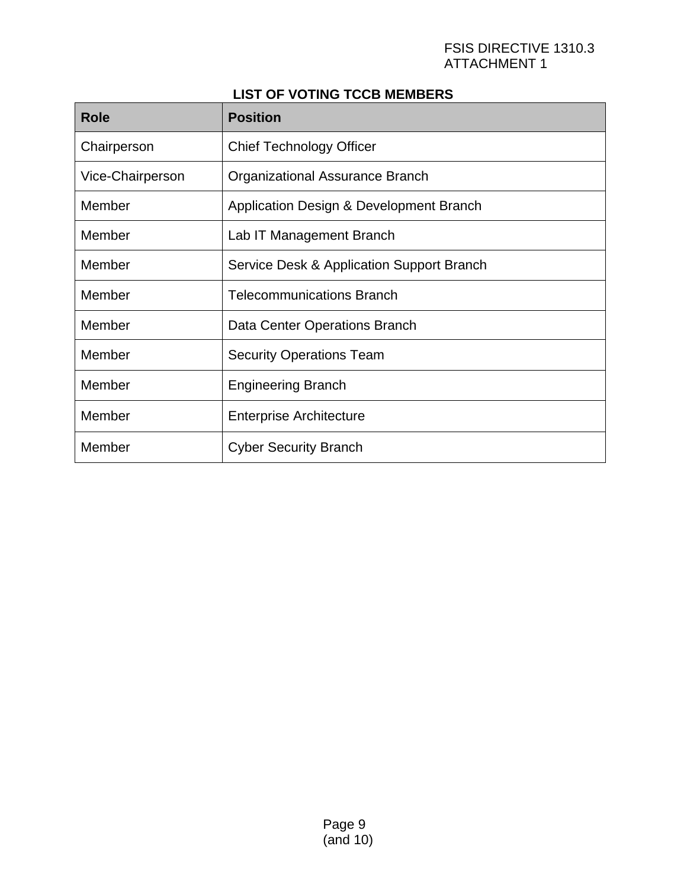FSIS DIRECTIVE 1310.3
ATTACHMENT 1

## LIST OF VOTING TCCB MEMBERS

| Role | Position |
| --- | --- |
| Chairperson | Chief Technology Officer |
| Vice-Chairperson | Organizational Assurance Branch |
| Member | Application Design & Development Branch |
| Member | Lab IT Management Branch |
| Member | Service Desk & Application Support Branch |
| Member | Telecommunications Branch |
| Member | Data Center Operations Branch |
| Member | Security Operations Team |
| Member | Engineering Branch |
| Member | Enterprise Architecture |
| Member | Cyber Security Branch |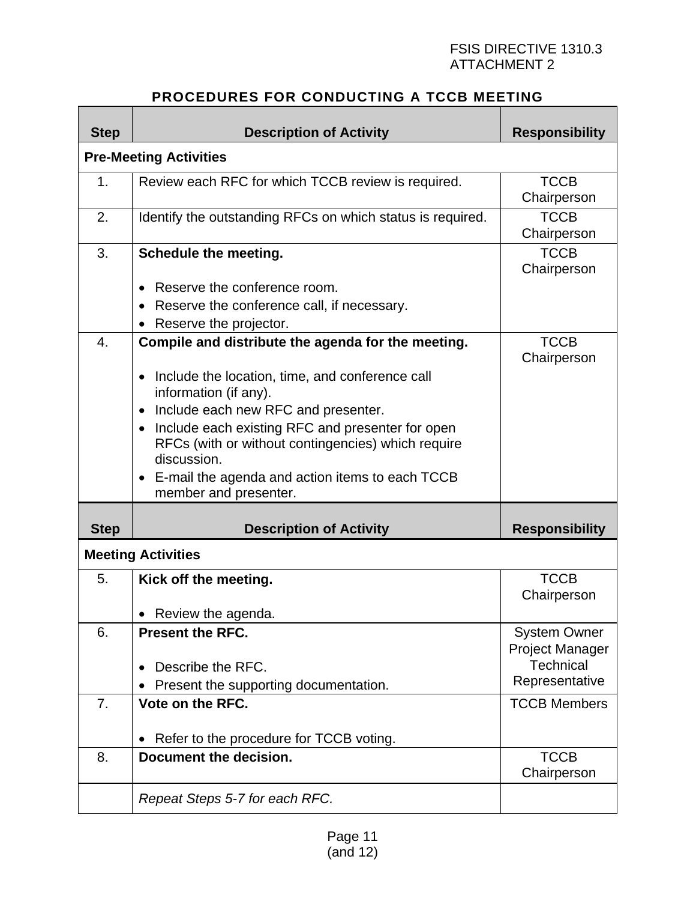## PROCEDURES FOR CONDUCTING A TCCB MEETING

| Step | Description of Activity | Responsibility |
|---|---|---|
| **Pre-Meeting Activities** | | |
| 1. | Review each RFC for which TCCB review is required. | TCCB Chairperson |
| 2. | Identify the outstanding RFCs on which status is required. | TCCB Chairperson |
| 3. | **Schedule the meeting.**<br><br>• Reserve the conference room.<br>• Reserve the conference call, if necessary.<br>• Reserve the projector. | TCCB Chairperson |
| 4. | **Compile and distribute the agenda for the meeting.**<br><br>• Include the location, time, and conference call information (if any).<br>• Include each new RFC and presenter.<br>• Include each existing RFC and presenter for open RFCs (with or without contingencies) which require discussion.<br>• E-mail the agenda and action items to each TCCB member and presenter. | TCCB Chairperson |

| Step | Description of Activity | Responsibility |
|---|---|---|
| **Meeting Activities** | | |
| 5. | **Kick off the meeting.**<br><br>• Review the agenda. | TCCB Chairperson |
| 6. | **Present the RFC.**<br><br>• Describe the RFC.<br>• Present the supporting documentation. | System Owner<br>Project Manager<br>Technical Representative |
| 7. | **Vote on the RFC.**<br><br>• Refer to the procedure for TCCB voting. | TCCB Members |
| 8. | **Document the decision.** | TCCB Chairperson |
| | *Repeat Steps 5-7 for each RFC.* | |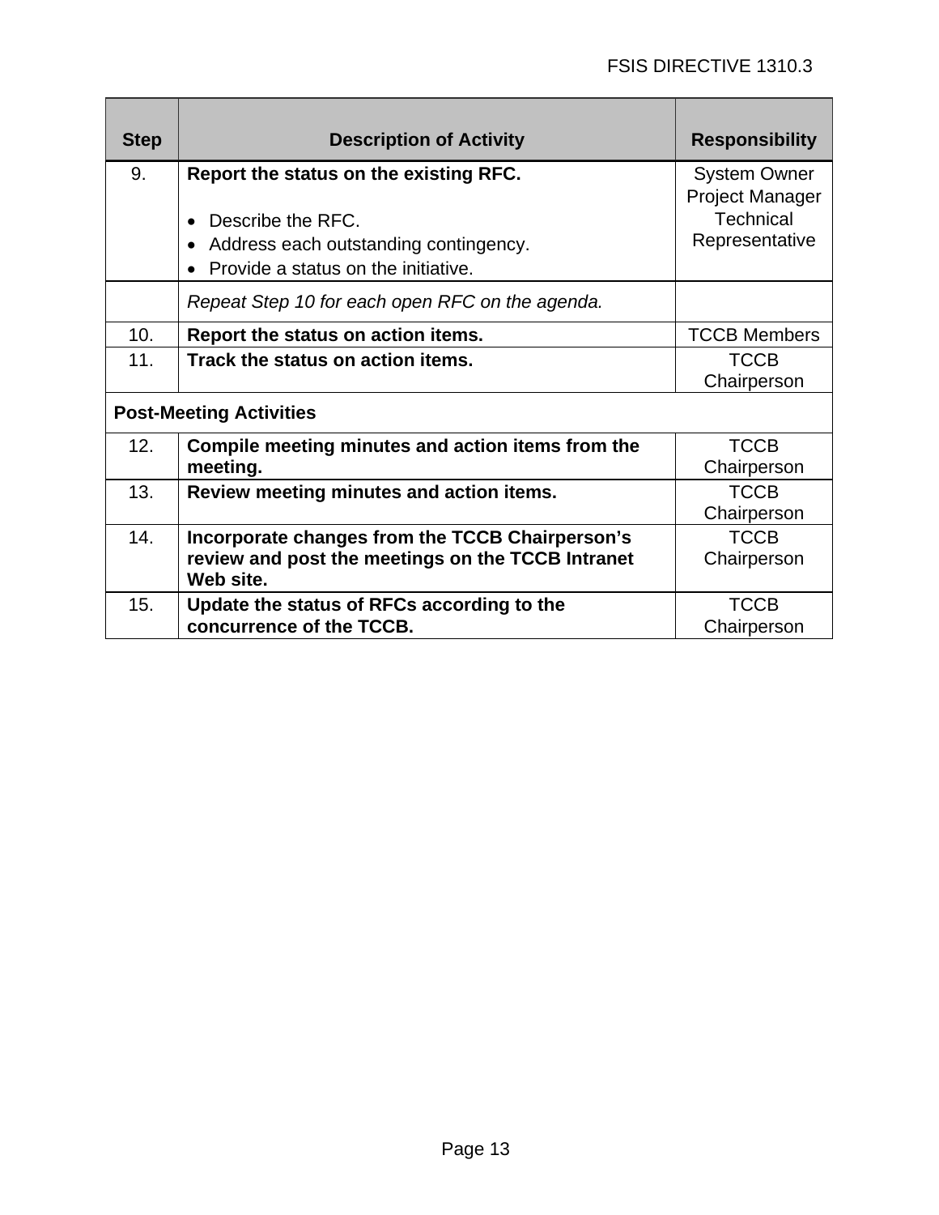| Step | Description of Activity | Responsibility |
|---|---|---|
| 9. | **Report the status on the existing RFC.**<br><br>• Describe the RFC.<br>• Address each outstanding contingency.<br>• Provide a status on the initiative. | System Owner<br>Project Manager<br>Technical Representative |
| | *Repeat Step 10 for each open RFC on the agenda.* | |
| 10. | **Report the status on action items.** | TCCB Members |
| 11. | **Track the status on action items.** | TCCB Chairperson |
| **Post-Meeting Activities** | | |
| 12. | **Compile meeting minutes and action items from the meeting.** | TCCB Chairperson |
| 13. | **Review meeting minutes and action items.** | TCCB Chairperson |
| 14. | **Incorporate changes from the TCCB Chairperson's review and post the meetings on the TCCB Intranet Web site.** | TCCB Chairperson |
| 15. | **Update the status of RFCs according to the concurrence of the TCCB.** | TCCB Chairperson |